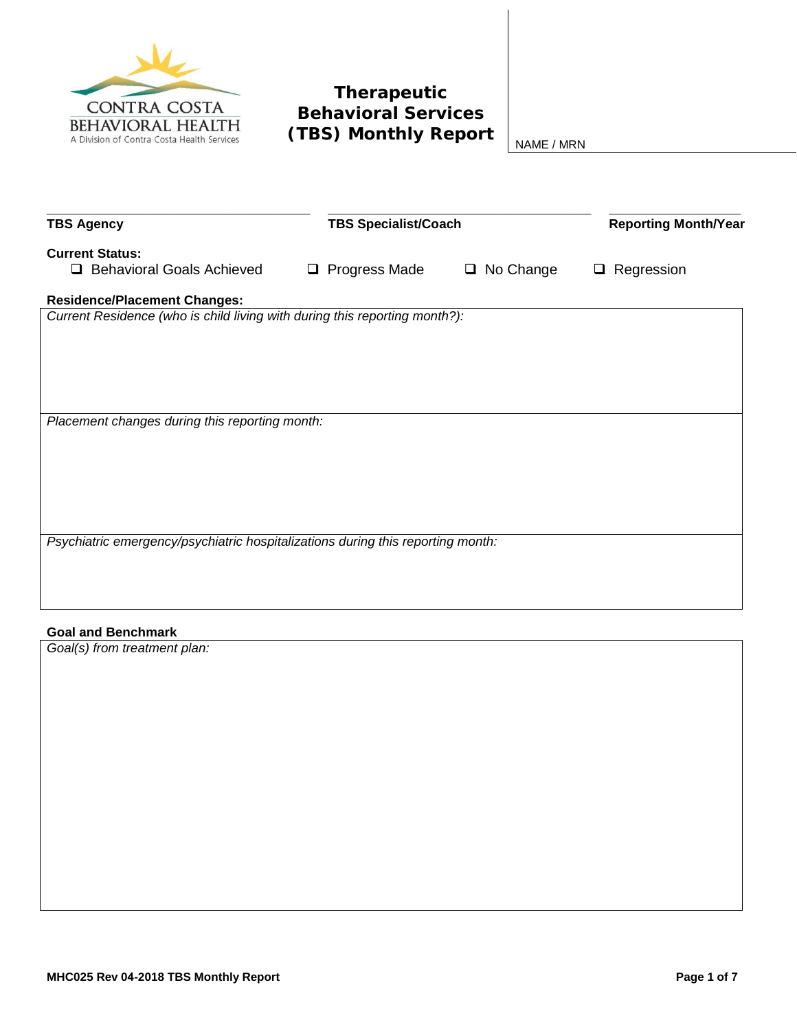CONTRA COSTA
BEHAVIORAL HEALTH
A Division of Contra Costa Health Services

# Therapeutic Behavioral Services (TBS) Monthly Report

NAME / MRN

| **TBS Agency** | **TBS Specialist/Coach** | **Reporting Month/Year** |
|---|---|---|
| | | |

**Current Status:**

- ❑ Behavioral Goals Achieved
- ❑ Progress Made
- ❑ No Change
- ❑ Regression

**Residence/Placement Changes:**

*Current Residence (who is child living with during this reporting month?):*

*Placement changes during this reporting month:*

*Psychiatric emergency/psychiatric hospitalizations during this reporting month:*

**Goal and Benchmark**

*Goal(s) from treatment plan:*

MHC025 Rev 04-2018 TBS Monthly Report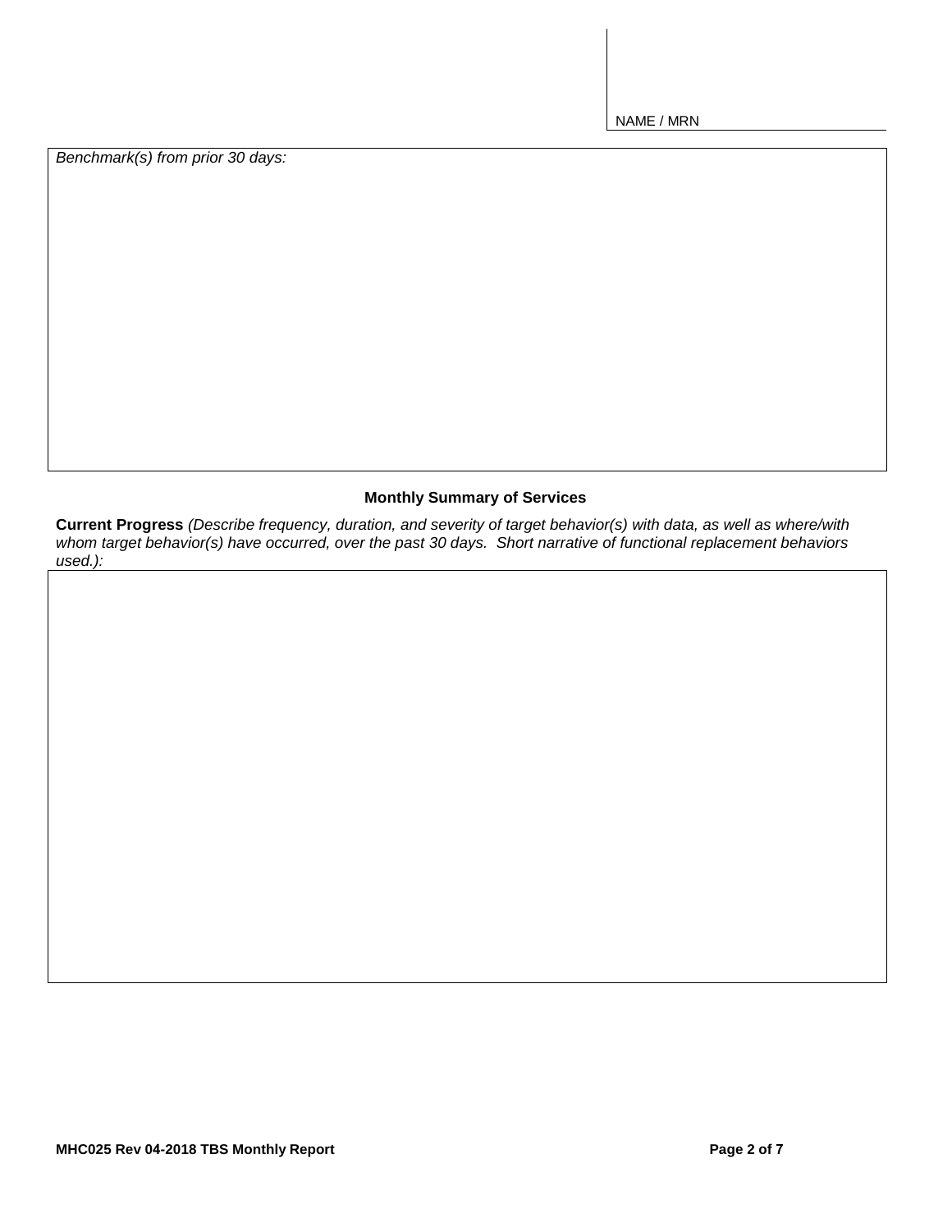NAME / MRN

*Benchmark(s) from prior 30 days:*

## Monthly Summary of Services

**Current Progress** *(Describe frequency, duration, and severity of target behavior(s) with data, as well as where/with whom target behavior(s) have occurred, over the past 30 days. Short narrative of functional replacement behaviors used.):*

**MHC025 Rev 04-2018 TBS Monthly Report**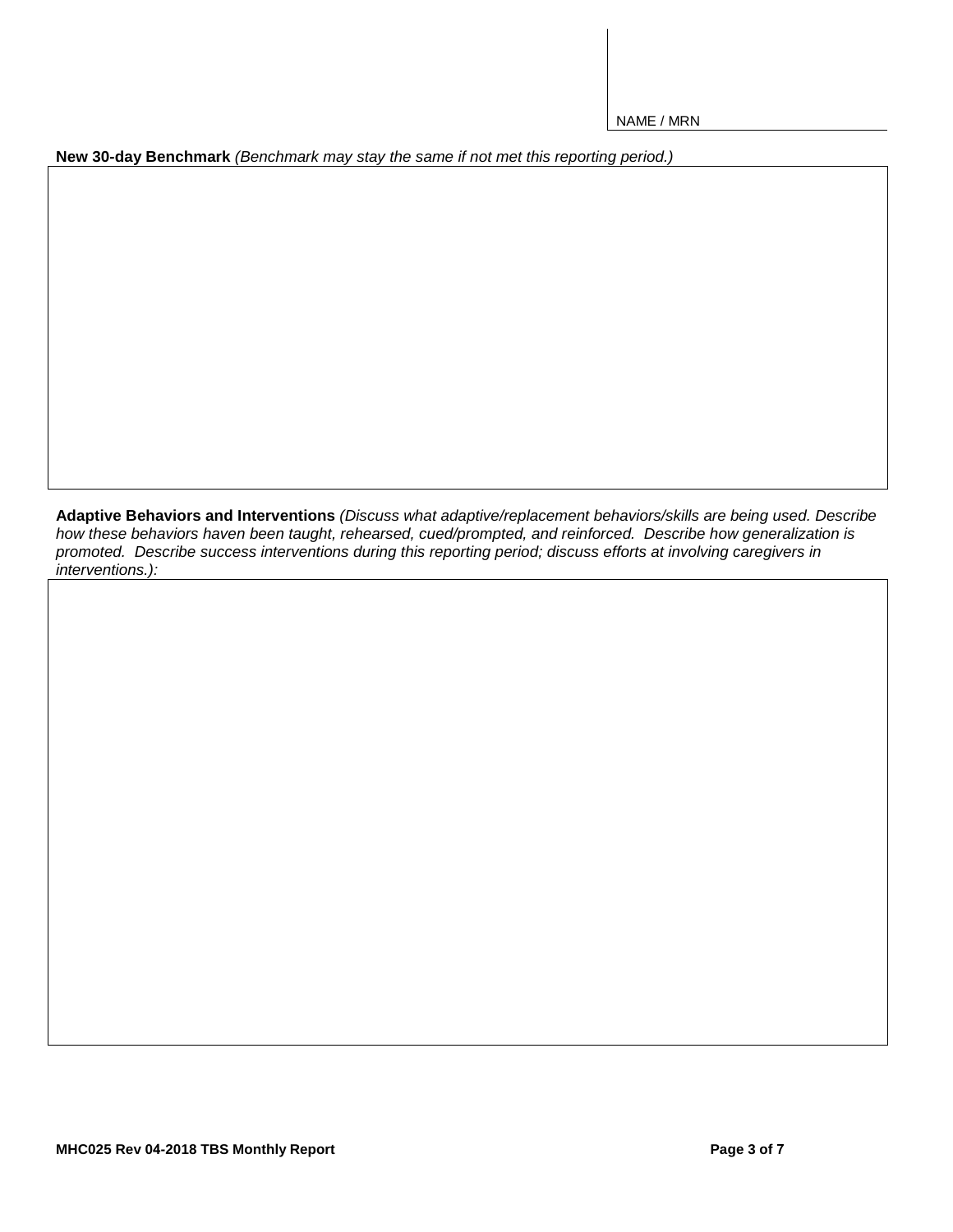NAME / MRN

**New 30-day Benchmark** *(Benchmark may stay the same if not met this reporting period.)*

**Adaptive Behaviors and Interventions** *(Discuss what adaptive/replacement behaviors/skills are being used. Describe how these behaviors haven been taught, rehearsed, cued/prompted, and reinforced. Describe how generalization is promoted. Describe success interventions during this reporting period; discuss efforts at involving caregivers in interventions.):*

**MHC025 Rev 04-2018 TBS Monthly Report**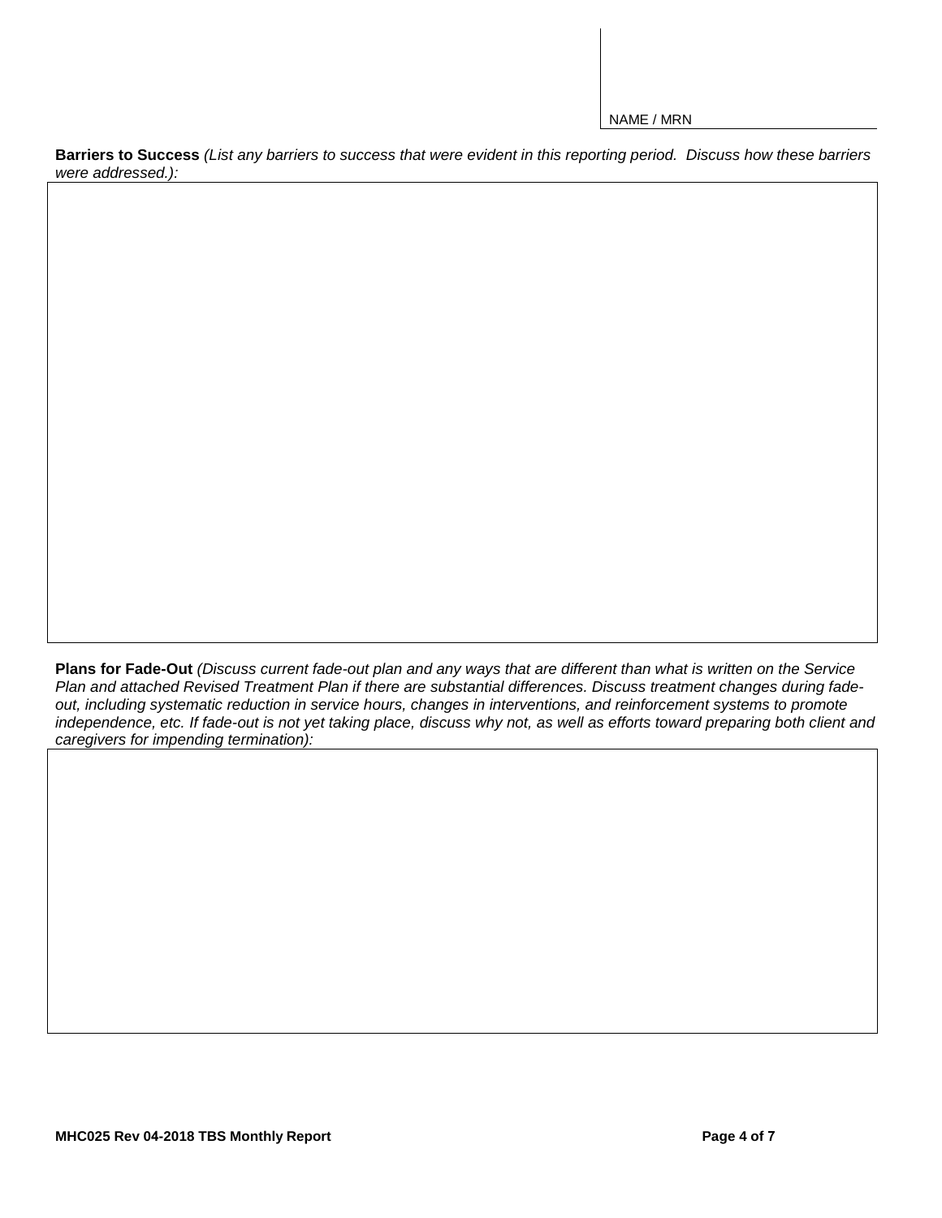NAME / MRN

**Barriers to Success** *(List any barriers to success that were evident in this reporting period. Discuss how these barriers were addressed.):*

**Plans for Fade-Out** *(Discuss current fade-out plan and any ways that are different than what is written on the Service Plan and attached Revised Treatment Plan if there are substantial differences. Discuss treatment changes during fade-out, including systematic reduction in service hours, changes in interventions, and reinforcement systems to promote independence, etc. If fade-out is not yet taking place, discuss why not, as well as efforts toward preparing both client and caregivers for impending termination):*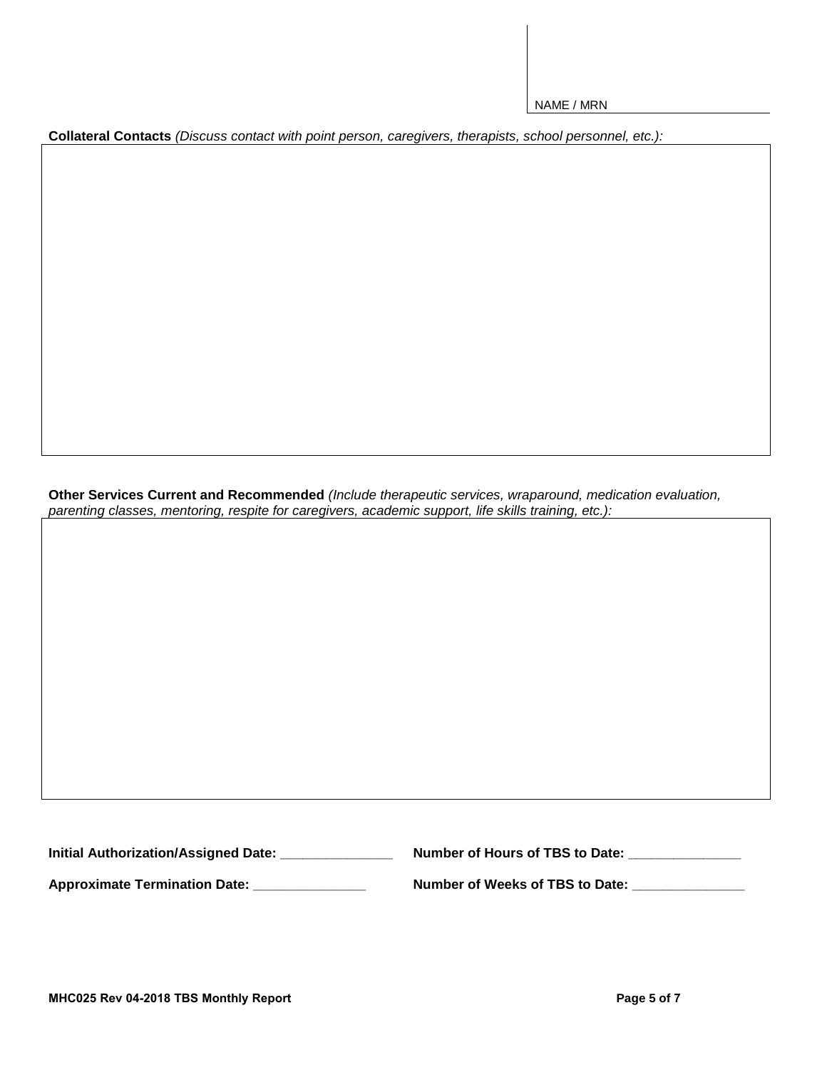NAME / MRN

**Collateral Contacts** *(Discuss contact with point person, caregivers, therapists, school personnel, etc.):*

**Other Services Current and Recommended** *(Include therapeutic services, wraparound, medication evaluation, parenting classes, mentoring, respite for caregivers, academic support, life skills training, etc.):*

**Initial Authorization/Assigned Date:** _______________ **Number of Hours of TBS to Date:** _______________

**Approximate Termination Date:** _______________ **Number of Weeks of TBS to Date:** _______________

**MHC025 Rev 04-2018 TBS Monthly Report**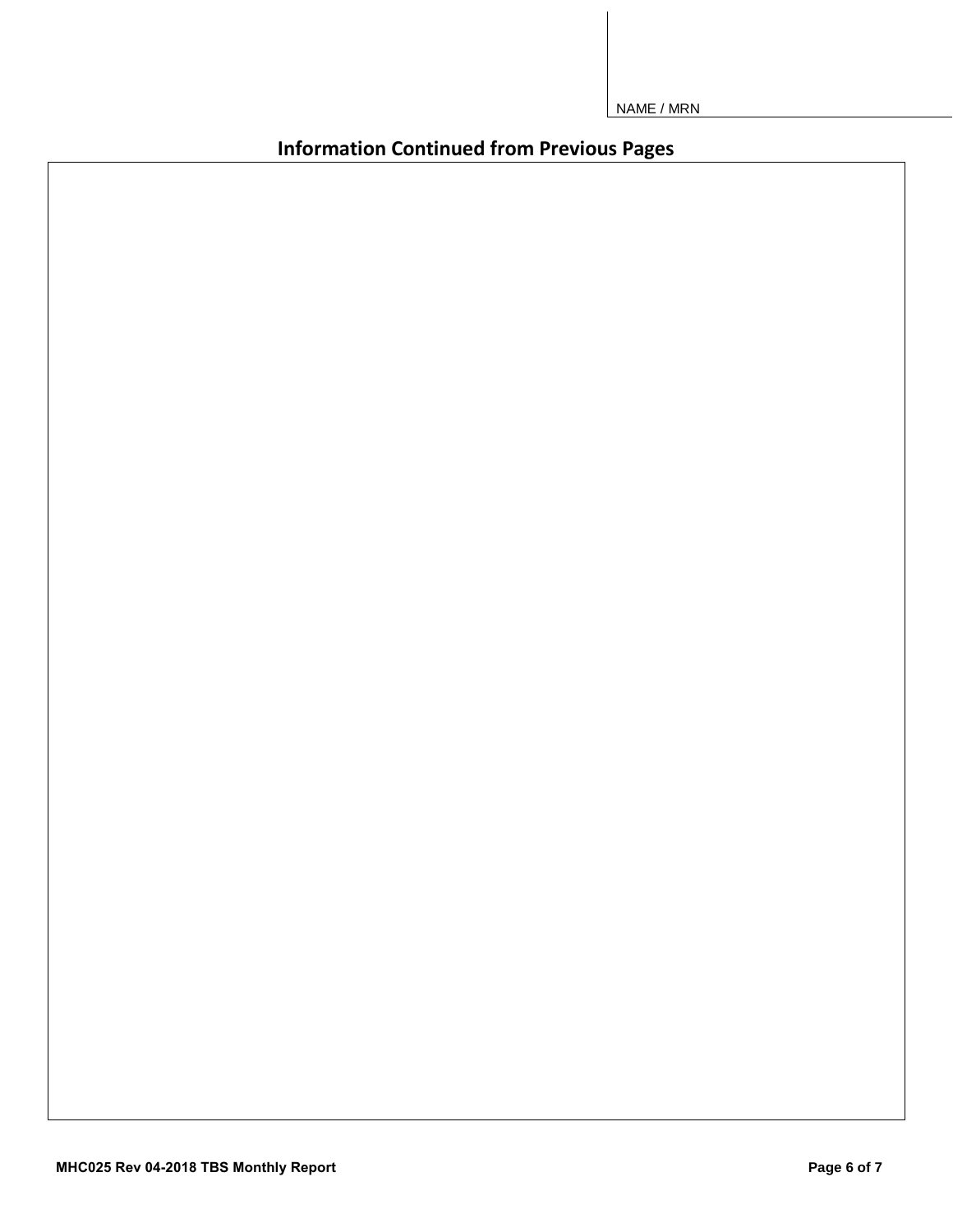NAME / MRN

## Information Continued from Previous Pages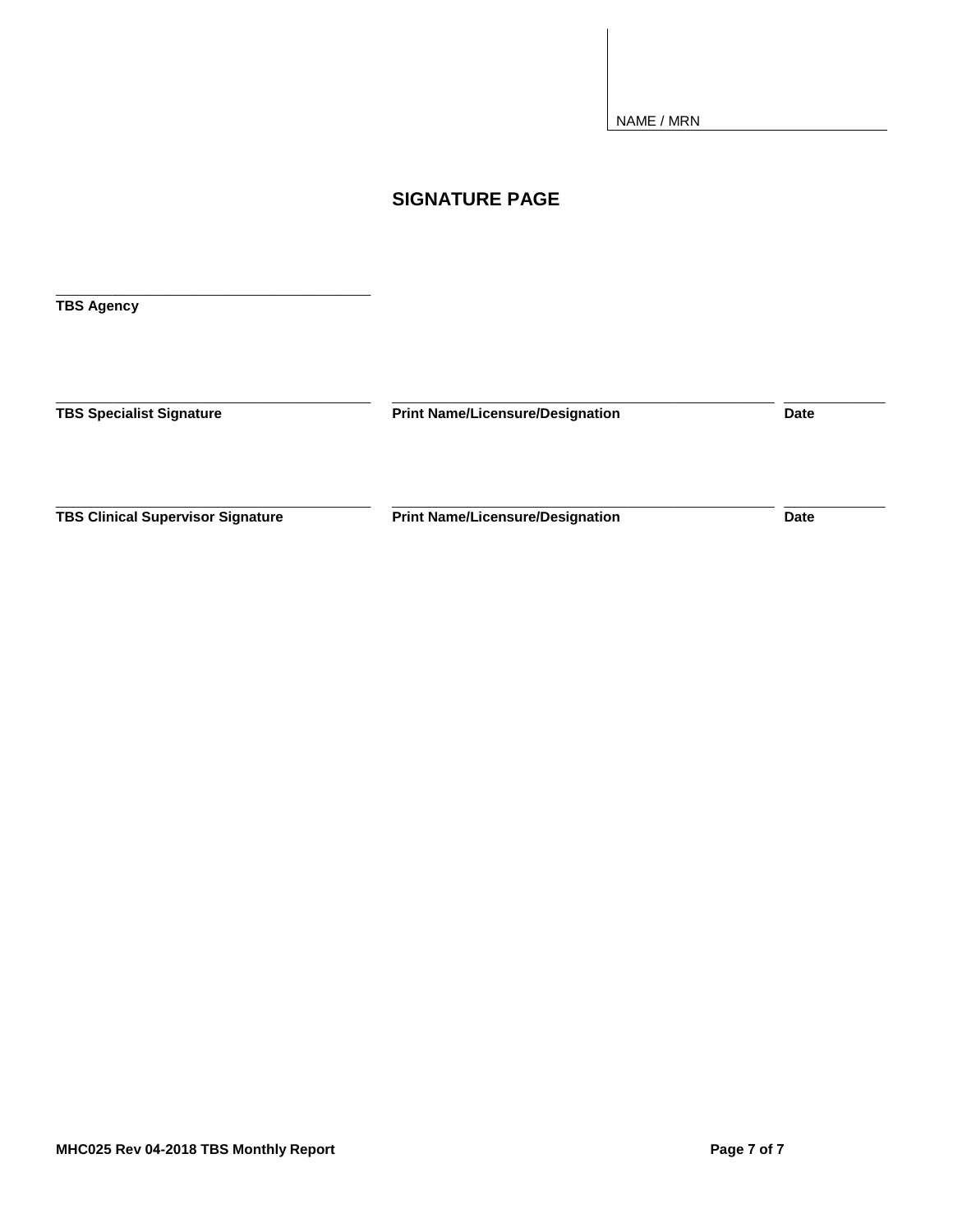NAME / MRN

## SIGNATURE PAGE

______________________________
**TBS Agency**

| | | |
|---|---|---|
| ______________________________ | ______________________________ | __________ |
| **TBS Specialist Signature** | **Print Name/Licensure/Designation** | **Date** |
| ______________________________ | ______________________________ | __________ |
| **TBS Clinical Supervisor Signature** | **Print Name/Licensure/Designation** | **Date** |

**MHC025 Rev 04-2018 TBS Monthly Report**